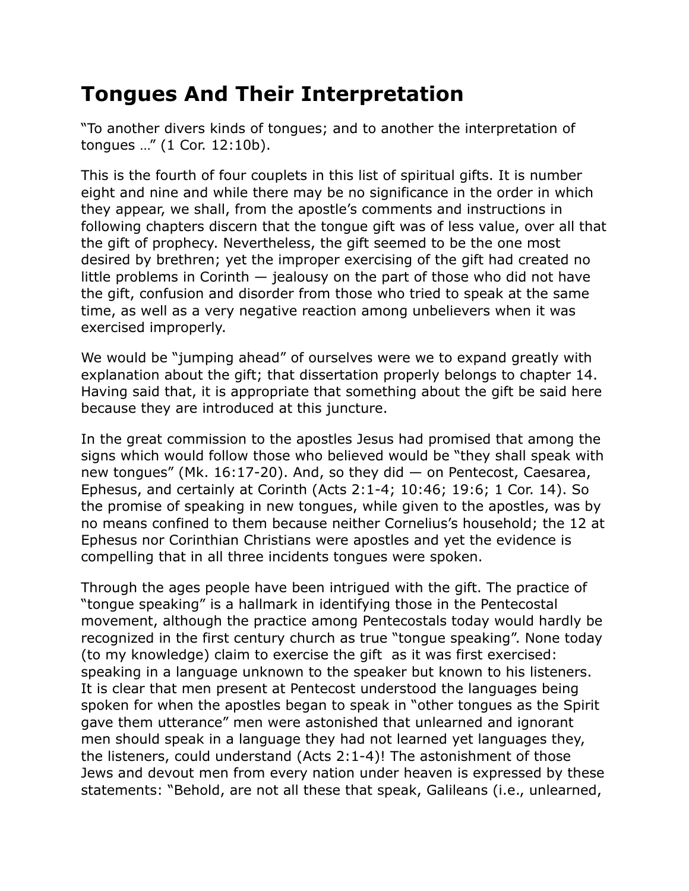# Tongues And Their Interpretation

"To another divers kinds of tongues; and to another the interpretation of tongues …" (1 Cor. 12:10b).

This is the fourth of four couplets in this list of spiritual gifts. It is number eight and nine and while there may be no significance in the order in which they appear, we shall, from the apostle's comments and instructions in following chapters discern that the tongue gift was of less value, over all that the gift of prophecy. Nevertheless, the gift seemed to be the one most desired by brethren; yet the improper exercising of the gift had created no little problems in Corinth — jealousy on the part of those who did not have the gift, confusion and disorder from those who tried to speak at the same time, as well as a very negative reaction among unbelievers when it was exercised improperly.

We would be "jumping ahead" of ourselves were we to expand greatly with explanation about the gift; that dissertation properly belongs to chapter 14. Having said that, it is appropriate that something about the gift be said here because they are introduced at this juncture.

In the great commission to the apostles Jesus had promised that among the signs which would follow those who believed would be "they shall speak with new tongues" (Mk. 16:17-20). And, so they did — on Pentecost, Caesarea, Ephesus, and certainly at Corinth (Acts 2:1-4; 10:46; 19:6; 1 Cor. 14). So the promise of speaking in new tongues, while given to the apostles, was by no means confined to them because neither Cornelius's household; the 12 at Ephesus nor Corinthian Christians were apostles and yet the evidence is compelling that in all three incidents tongues were spoken.

Through the ages people have been intrigued with the gift. The practice of "tongue speaking" is a hallmark in identifying those in the Pentecostal movement, although the practice among Pentecostals today would hardly be recognized in the first century church as true "tongue speaking". None today (to my knowledge) claim to exercise the gift as it was first exercised: speaking in a language unknown to the speaker but known to his listeners. It is clear that men present at Pentecost understood the languages being spoken for when the apostles began to speak in "other tongues as the Spirit gave them utterance" men were astonished that unlearned and ignorant men should speak in a language they had not learned yet languages they, the listeners, could understand (Acts 2:1-4)! The astonishment of those Jews and devout men from every nation under heaven is expressed by these statements: "Behold, are not all these that speak, Galileans (i.e., unlearned,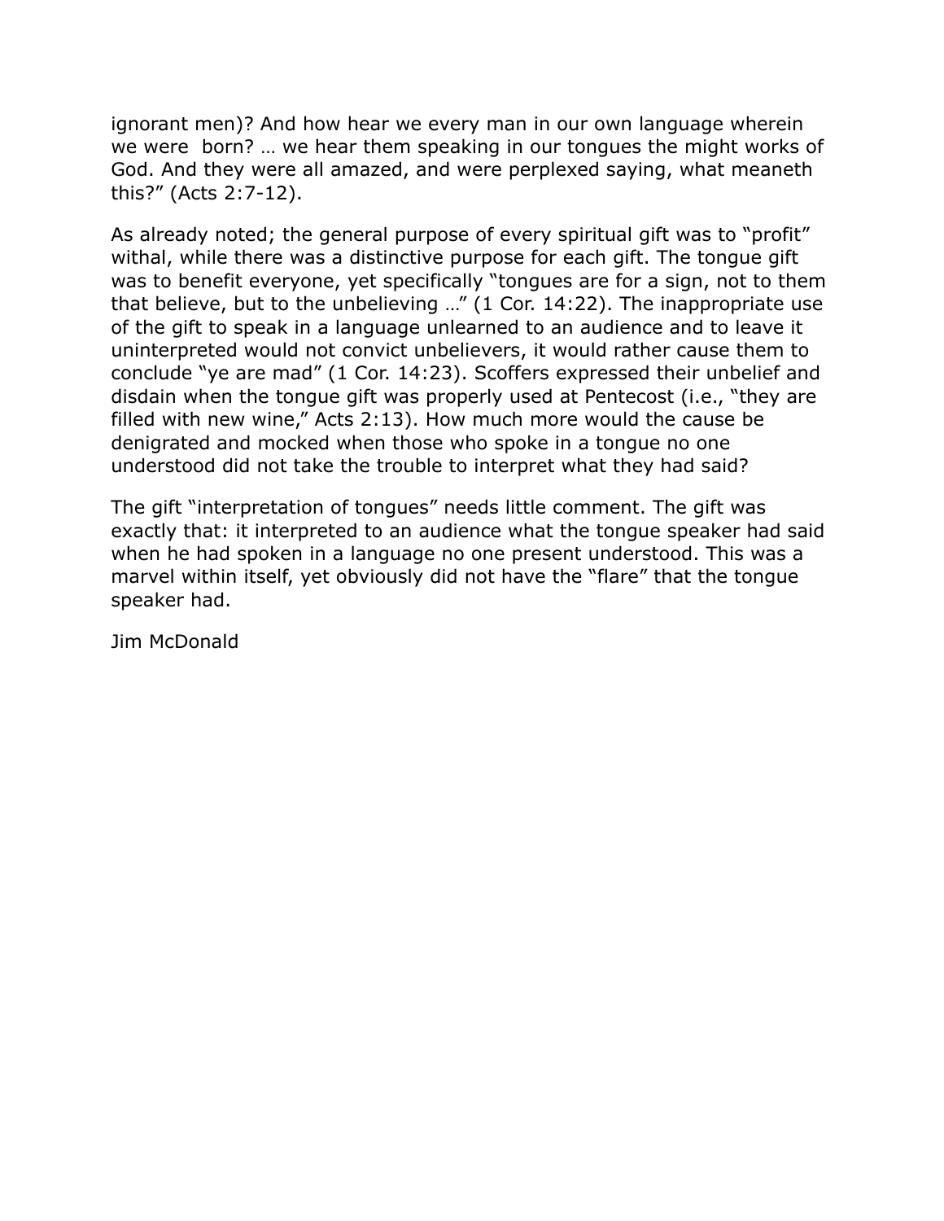ignorant men)? And how hear we every man in our own language wherein we were born? … we hear them speaking in our tongues the might works of God. And they were all amazed, and were perplexed saying, what meaneth this?" (Acts 2:7-12).

As already noted; the general purpose of every spiritual gift was to "profit" withal, while there was a distinctive purpose for each gift. The tongue gift was to benefit everyone, yet specifically "tongues are for a sign, not to them that believe, but to the unbelieving …" (1 Cor. 14:22). The inappropriate use of the gift to speak in a language unlearned to an audience and to leave it uninterpreted would not convict unbelievers, it would rather cause them to conclude "ye are mad" (1 Cor. 14:23). Scoffers expressed their unbelief and disdain when the tongue gift was properly used at Pentecost (i.e., "they are filled with new wine," Acts 2:13). How much more would the cause be denigrated and mocked when those who spoke in a tongue no one understood did not take the trouble to interpret what they had said?

The gift "interpretation of tongues" needs little comment. The gift was exactly that: it interpreted to an audience what the tongue speaker had said when he had spoken in a language no one present understood. This was a marvel within itself, yet obviously did not have the "flare" that the tongue speaker had.

Jim McDonald